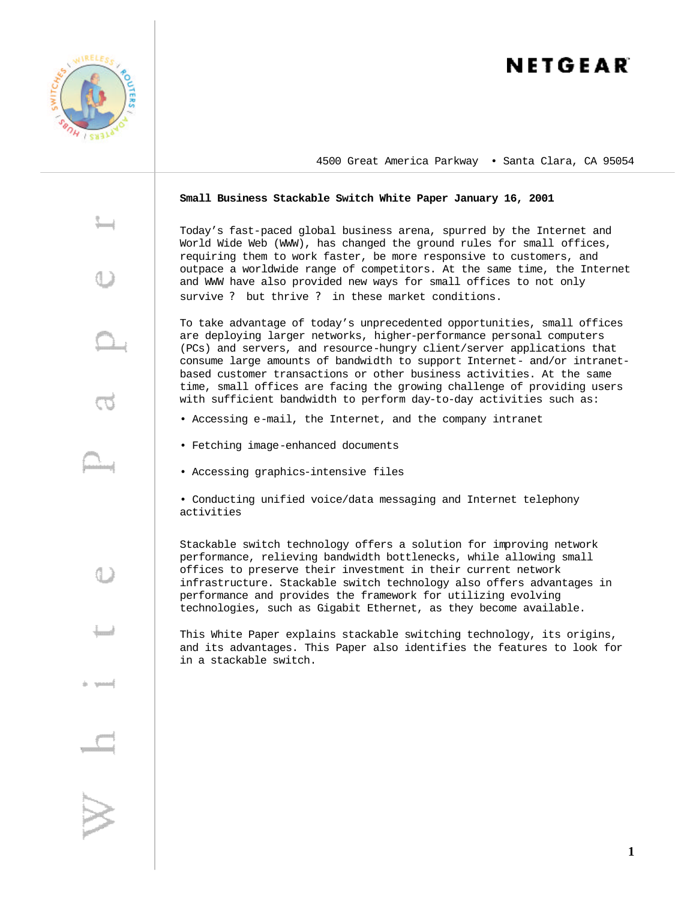NETGEAR

4500 Great America Parkway • Santa Clara, CA 95054

**Small Business Stackable Switch White Paper January 16, 2001**

Today's fast-paced global business arena, spurred by the Internet and World Wide Web (WWW), has changed the ground rules for small offices, requiring them to work faster, be more responsive to customers, and outpace a worldwide range of competitors. At the same time, the Internet and WWW have also provided new ways for small offices to not only survive ? but thrive ? in these market conditions.

To take advantage of today's unprecedented opportunities, small offices are deploying larger networks, higher-performance personal computers (PCs) and servers, and resource-hungry client/server applications that consume large amounts of bandwidth to support Internet- and/or intranet-based customer transactions or other business activities. At the same time, small offices are facing the growing challenge of providing users with sufficient bandwidth to perform day-to-day activities such as:

- Accessing e-mail, the Internet, and the company intranet
- Fetching image-enhanced documents
- Accessing graphics-intensive files
- Conducting unified voice/data messaging and Internet telephony activities

Stackable switch technology offers a solution for improving network performance, relieving bandwidth bottlenecks, while allowing small offices to preserve their investment in their current network infrastructure. Stackable switch technology also offers advantages in performance and provides the framework for utilizing evolving technologies, such as Gigabit Ethernet, as they become available.

This White Paper explains stackable switching technology, its origins, and its advantages. This Paper also identifies the features to look for in a stackable switch.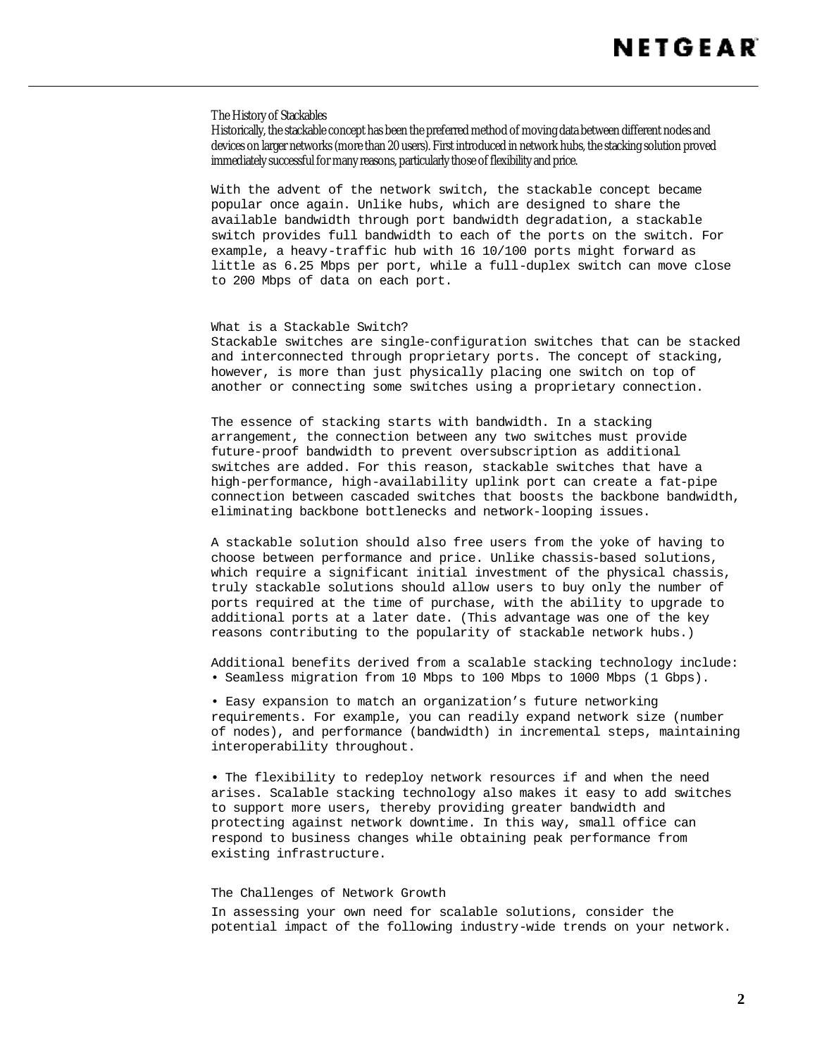## The History of Stackables

Historically, the stackable concept has been the preferred method of moving data between different nodes and devices on larger networks (more than 20 users). First introduced in network hubs, the stacking solution proved immediately successful for many reasons, particularly those of flexibility and price.

With the advent of the network switch, the stackable concept became popular once again. Unlike hubs, which are designed to share the available bandwidth through port bandwidth degradation, a stackable switch provides full bandwidth to each of the ports on the switch. For example, a heavy-traffic hub with 16 10/100 ports might forward as little as 6.25 Mbps per port, while a full-duplex switch can move close to 200 Mbps of data on each port.

## What is a Stackable Switch?

Stackable switches are single-configuration switches that can be stacked and interconnected through proprietary ports. The concept of stacking, however, is more than just physically placing one switch on top of another or connecting some switches using a proprietary connection.

The essence of stacking starts with bandwidth. In a stacking arrangement, the connection between any two switches must provide future-proof bandwidth to prevent oversubscription as additional switches are added. For this reason, stackable switches that have a high-performance, high-availability uplink port can create a fat-pipe connection between cascaded switches that boosts the backbone bandwidth, eliminating backbone bottlenecks and network-looping issues.

A stackable solution should also free users from the yoke of having to choose between performance and price. Unlike chassis-based solutions, which require a significant initial investment of the physical chassis, truly stackable solutions should allow users to buy only the number of ports required at the time of purchase, with the ability to upgrade to additional ports at a later date. (This advantage was one of the key reasons contributing to the popularity of stackable network hubs.)

Additional benefits derived from a scalable stacking technology include:

- Seamless migration from 10 Mbps to 100 Mbps to 1000 Mbps (1 Gbps).
- Easy expansion to match an organization's future networking requirements. For example, you can readily expand network size (number of nodes), and performance (bandwidth) in incremental steps, maintaining interoperability throughout.
- The flexibility to redeploy network resources if and when the need arises. Scalable stacking technology also makes it easy to add switches to support more users, thereby providing greater bandwidth and protecting against network downtime. In this way, small office can respond to business changes while obtaining peak performance from existing infrastructure.

## The Challenges of Network Growth

In assessing your own need for scalable solutions, consider the potential impact of the following industry-wide trends on your network.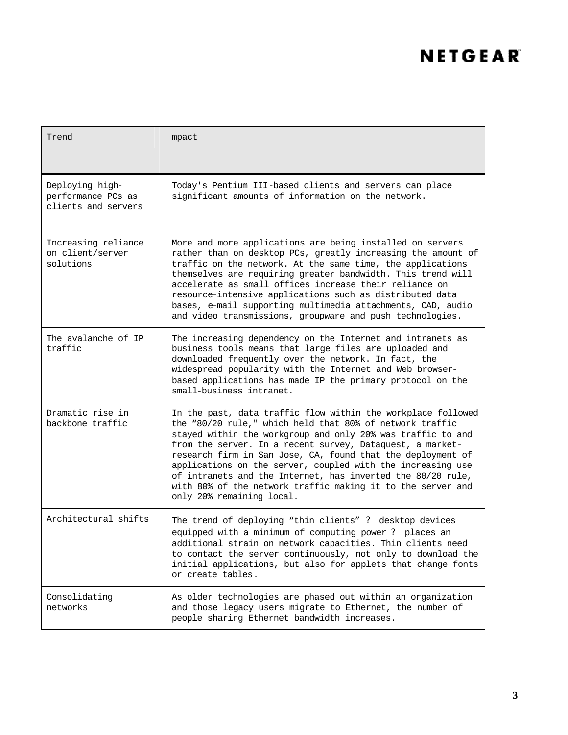| Trend | mpact |
|---|---|
| Deploying high-performance PCs as clients and servers | Today's Pentium III-based clients and servers can place significant amounts of information on the network. |
| Increasing reliance on client/server solutions | More and more applications are being installed on servers rather than on desktop PCs, greatly increasing the amount of traffic on the network. At the same time, the applications themselves are requiring greater bandwidth. This trend will accelerate as small offices increase their reliance on resource-intensive applications such as distributed data bases, e-mail supporting multimedia attachments, CAD, audio and video transmissions, groupware and push technologies. |
| The avalanche of IP traffic | The increasing dependency on the Internet and intranets as business tools means that large files are uploaded and downloaded frequently over the network. In fact, the widespread popularity with the Internet and Web browser-based applications has made IP the primary protocol on the small-business intranet. |
| Dramatic rise in backbone traffic | In the past, data traffic flow within the workplace followed the "80/20 rule," which held that 80% of network traffic stayed within the workgroup and only 20% was traffic to and from the server. In a recent survey, Dataquest, a market-research firm in San Jose, CA, found that the deployment of applications on the server, coupled with the increasing use of intranets and the Internet, has inverted the 80/20 rule, with 80% of the network traffic making it to the server and only 20% remaining local. |
| Architectural shifts | The trend of deploying "thin clients" ? desktop devices equipped with a minimum of computing power ? places an additional strain on network capacities. Thin clients need to contact the server continuously, not only to download the initial applications, but also for applets that change fonts or create tables. |
| Consolidating networks | As older technologies are phased out within an organization and those legacy users migrate to Ethernet, the number of people sharing Ethernet bandwidth increases. |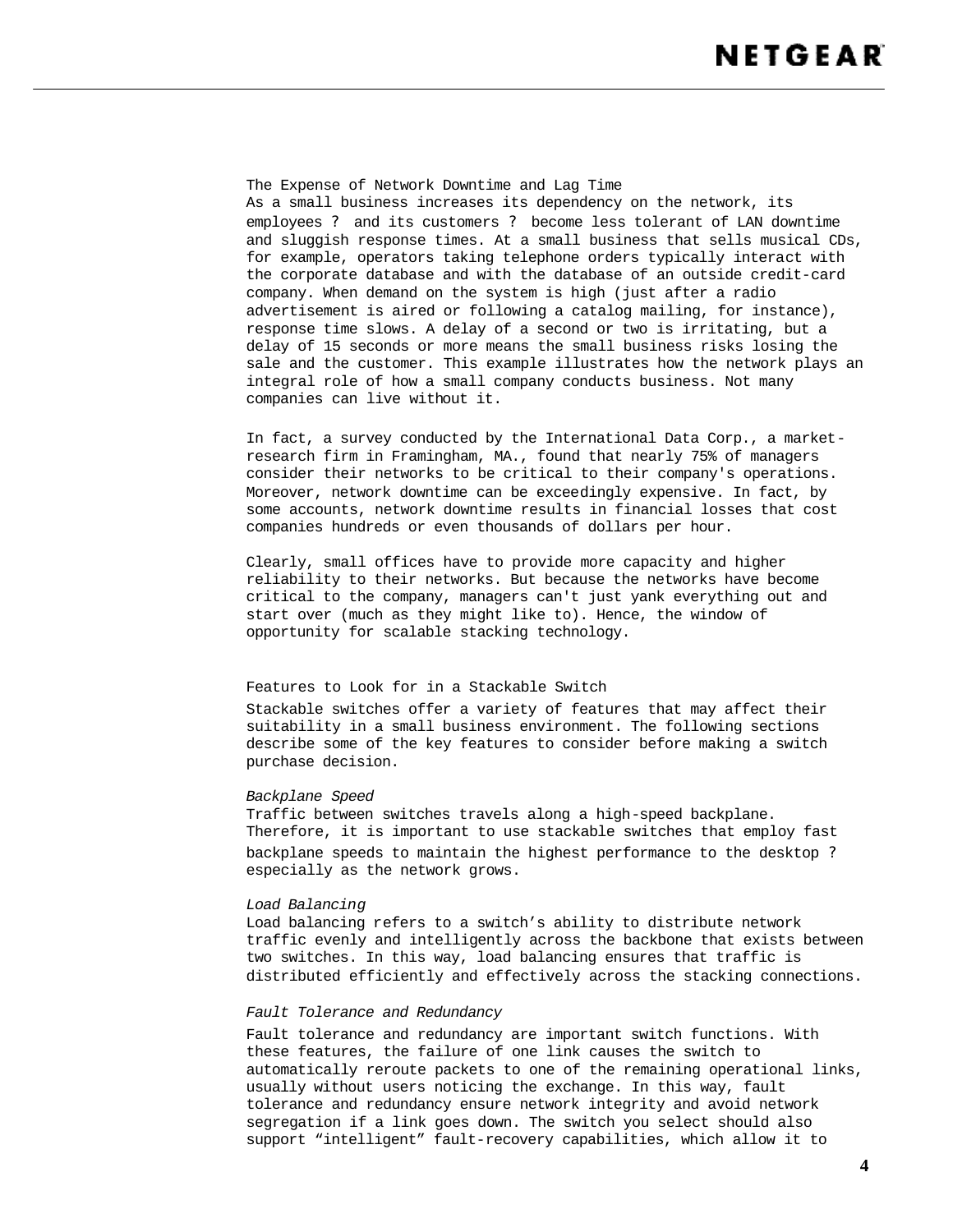## The Expense of Network Downtime and Lag Time

As a small business increases its dependency on the network, its employees ? and its customers ? become less tolerant of LAN downtime and sluggish response times. At a small business that sells musical CDs, for example, operators taking telephone orders typically interact with the corporate database and with the database of an outside credit-card company. When demand on the system is high (just after a radio advertisement is aired or following a catalog mailing, for instance), response time slows. A delay of a second or two is irritating, but a delay of 15 seconds or more means the small business risks losing the sale and the customer. This example illustrates how the network plays an integral role of how a small company conducts business. Not many companies can live without it.

In fact, a survey conducted by the International Data Corp., a market-research firm in Framingham, MA., found that nearly 75% of managers consider their networks to be critical to their company's operations. Moreover, network downtime can be exceedingly expensive. In fact, by some accounts, network downtime results in financial losses that cost companies hundreds or even thousands of dollars per hour.

Clearly, small offices have to provide more capacity and higher reliability to their networks. But because the networks have become critical to the company, managers can't just yank everything out and start over (much as they might like to). Hence, the window of opportunity for scalable stacking technology.

## Features to Look for in a Stackable Switch

Stackable switches offer a variety of features that may affect their suitability in a small business environment. The following sections describe some of the key features to consider before making a switch purchase decision.

### *Backplane Speed*

Traffic between switches travels along a high-speed backplane. Therefore, it is important to use stackable switches that employ fast backplane speeds to maintain the highest performance to the desktop ? especially as the network grows.

### *Load Balancing*

Load balancing refers to a switch’s ability to distribute network traffic evenly and intelligently across the backbone that exists between two switches. In this way, load balancing ensures that traffic is distributed efficiently and effectively across the stacking connections.

### *Fault Tolerance and Redundancy*

Fault tolerance and redundancy are important switch functions. With these features, the failure of one link causes the switch to automatically reroute packets to one of the remaining operational links, usually without users noticing the exchange. In this way, fault tolerance and redundancy ensure network integrity and avoid network segregation if a link goes down. The switch you select should also support “intelligent” fault-recovery capabilities, which allow it to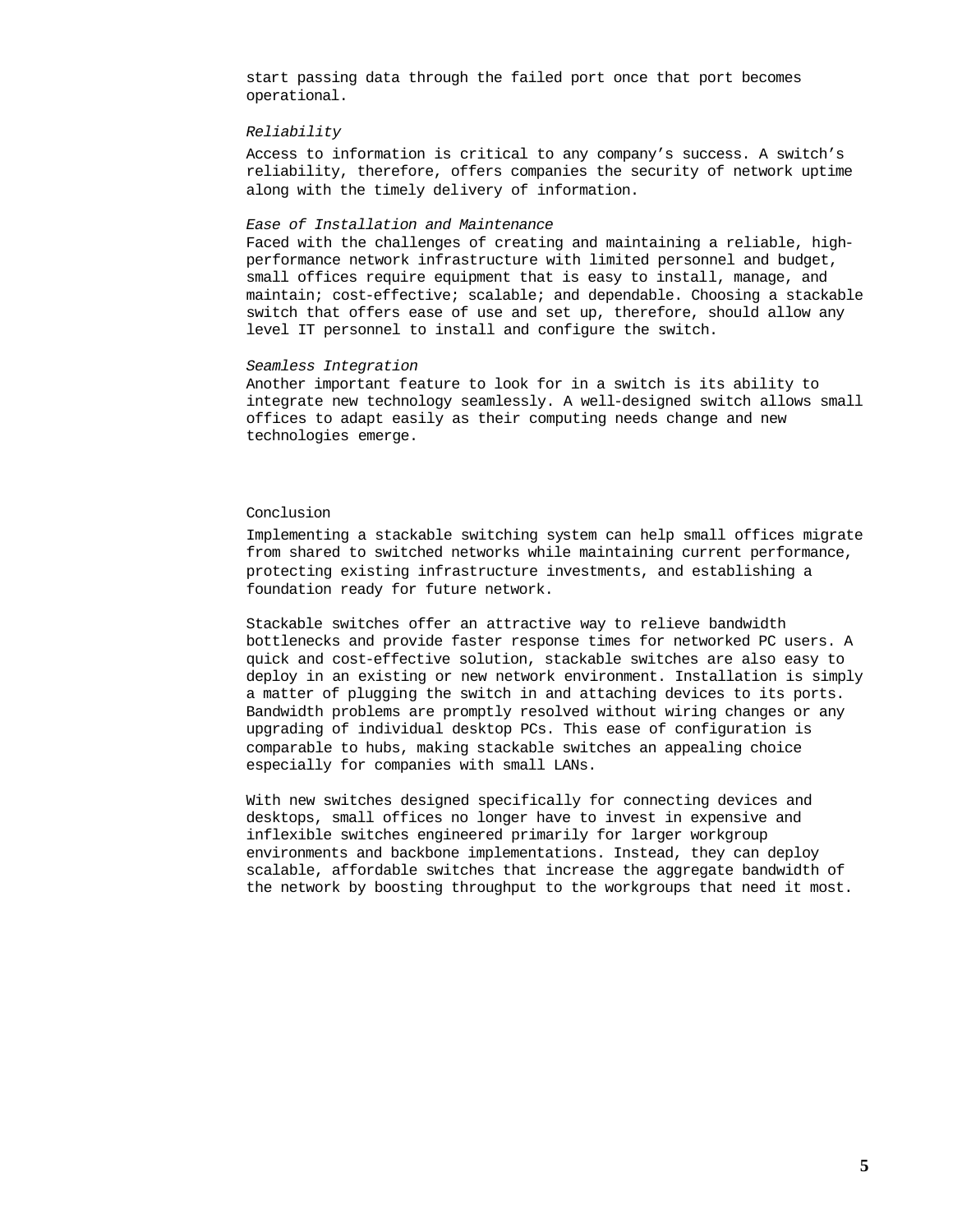start passing data through the failed port once that port becomes operational.

*Reliability*

Access to information is critical to any company’s success. A switch’s reliability, therefore, offers companies the security of network uptime along with the timely delivery of information.

*Ease of Installation and Maintenance*

Faced with the challenges of creating and maintaining a reliable, high-performance network infrastructure with limited personnel and budget, small offices require equipment that is easy to install, manage, and maintain; cost-effective; scalable; and dependable. Choosing a stackable switch that offers ease of use and set up, therefore, should allow any level IT personnel to install and configure the switch.

*Seamless Integration*

Another important feature to look for in a switch is its ability to integrate new technology seamlessly. A well-designed switch allows small offices to adapt easily as their computing needs change and new technologies emerge.

## Conclusion

Implementing a stackable switching system can help small offices migrate from shared to switched networks while maintaining current performance, protecting existing infrastructure investments, and establishing a foundation ready for future network.

Stackable switches offer an attractive way to relieve bandwidth bottlenecks and provide faster response times for networked PC users. A quick and cost-effective solution, stackable switches are also easy to deploy in an existing or new network environment. Installation is simply a matter of plugging the switch in and attaching devices to its ports. Bandwidth problems are promptly resolved without wiring changes or any upgrading of individual desktop PCs. This ease of configuration is comparable to hubs, making stackable switches an appealing choice especially for companies with small LANs.

With new switches designed specifically for connecting devices and desktops, small offices no longer have to invest in expensive and inflexible switches engineered primarily for larger workgroup environments and backbone implementations. Instead, they can deploy scalable, affordable switches that increase the aggregate bandwidth of the network by boosting throughput to the workgroups that need it most.